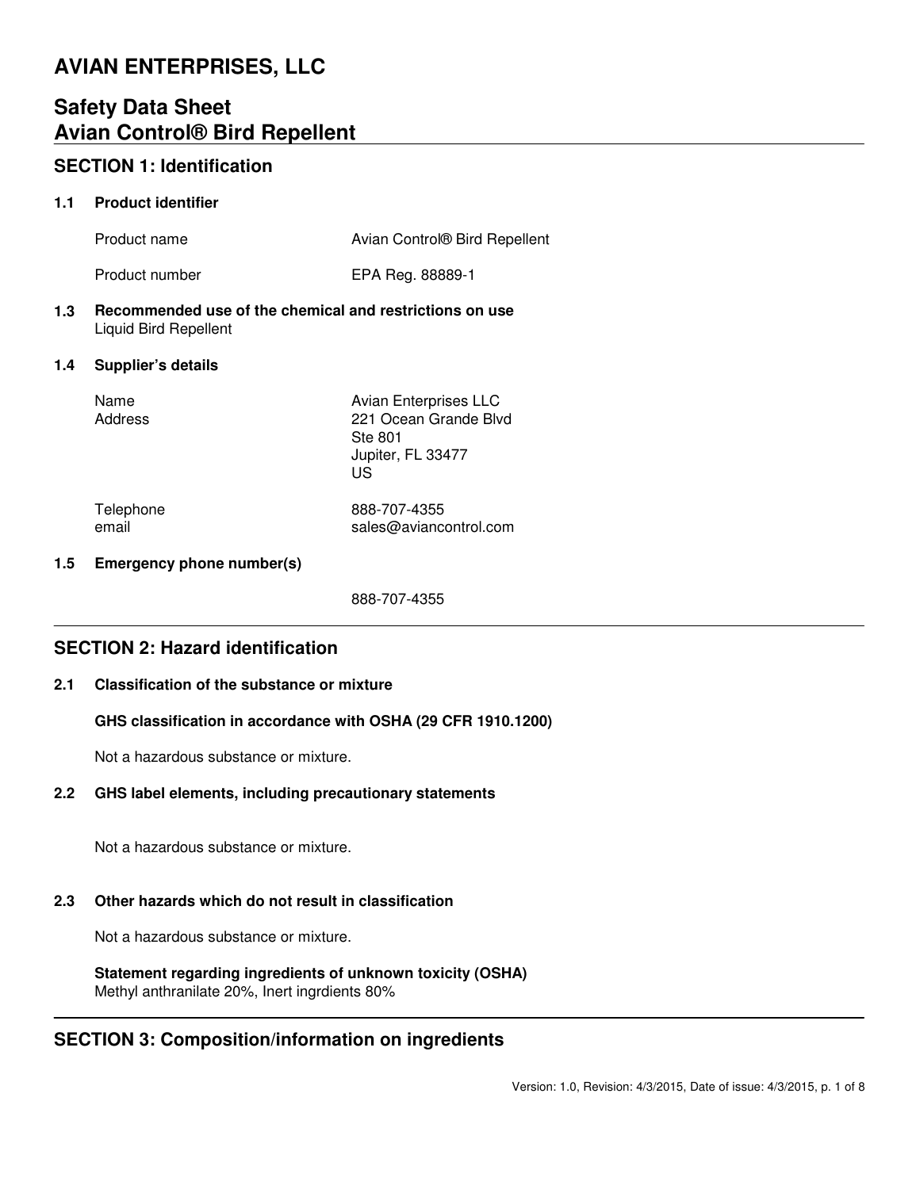# AVIAN ENTERPRISES, LLC

## Safety Data Sheet
## Avian Control® Bird Repellent

### SECTION 1: Identification

**1.1 Product identifier**

| | |
|---|---|
| Product name | Avian Control® Bird Repellent |
| Product number | EPA Reg. 88889-1 |

**1.3 Recommended use of the chemical and restrictions on use**
Liquid Bird Repellent

**1.4 Supplier's details**

| | |
|---|---|
| Name | Avian Enterprises LLC |
| Address | 221 Ocean Grande Blvd<br>Ste 801<br>Jupiter, FL 33477<br>US |
| Telephone | 888-707-4355 |
| email | sales@aviancontrol.com |

**1.5 Emergency phone number(s)**

888-707-4355

### SECTION 2: Hazard identification

**2.1 Classification of the substance or mixture**

**GHS classification in accordance with OSHA (29 CFR 1910.1200)**

Not a hazardous substance or mixture.

**2.2 GHS label elements, including precautionary statements**

Not a hazardous substance or mixture.

**2.3 Other hazards which do not result in classification**

Not a hazardous substance or mixture.

**Statement regarding ingredients of unknown toxicity (OSHA)**
Methyl anthranilate 20%, Inert ingrdients 80%

### SECTION 3: Composition/information on ingredients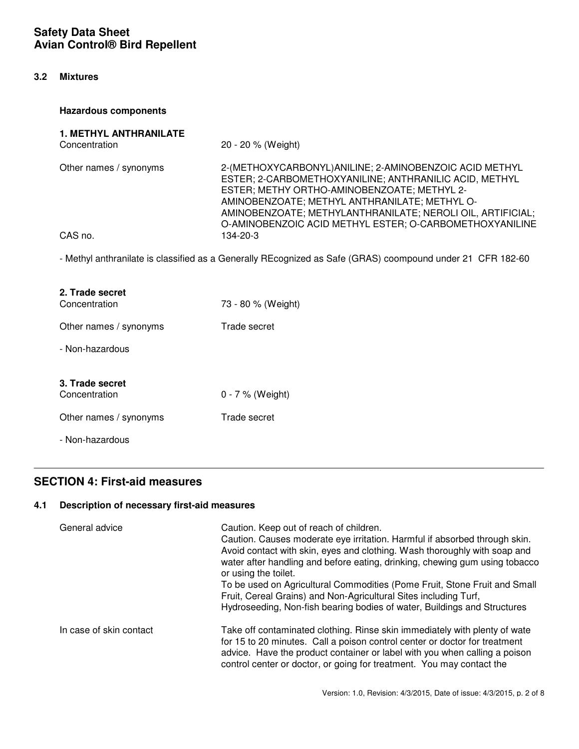### 3.2 Mixtures

**Hazardous components**

**1. METHYL ANTHRANILATE**

| | |
|---|---|
| Concentration | 20 - 20 % (Weight) |
| Other names / synonyms | 2-(METHOXYCARBONYL)ANILINE; 2-AMINOBENZOIC ACID METHYL ESTER; 2-CARBOMETHOXYANILINE; ANTHRANILIC ACID, METHYL ESTER; METHY ORTHO-AMINOBENZOATE; METHYL 2-AMINOBENZOATE; METHYL ANTHRANILATE; METHYL O-AMINOBENZOATE; METHYLANTHRANILATE; NEROLI OIL, ARTIFICIAL; O-AMINOBENZOIC ACID METHYL ESTER; O-CARBOMETHOXYANILINE |
| CAS no. | 134-20-3 |

- Methyl anthranilate is classified as a Generally REcognized as Safe (GRAS) coompound under 21 CFR 182-60

**2. Trade secret**

| | |
|---|---|
| Concentration | 73 - 80 % (Weight) |
| Other names / synonyms | Trade secret |

- Non-hazardous

**3. Trade secret**

| | |
|---|---|
| Concentration | 0 - 7 % (Weight) |
| Other names / synonyms | Trade secret |

- Non-hazardous

## SECTION 4: First-aid measures

### 4.1 Description of necessary first-aid measures

| | |
|---|---|
| General advice | Caution. Keep out of reach of children.<br>Caution. Causes moderate eye irritation. Harmful if absorbed through skin. Avoid contact with skin, eyes and clothing. Wash thoroughly with soap and water after handling and before eating, drinking, chewing gum using tobacco or using the toilet.<br>To be used on Agricultural Commodities (Pome Fruit, Stone Fruit and Small Fruit, Cereal Grains) and Non-Agricultural Sites including Turf, Hydroseeding, Non-fish bearing bodies of water, Buildings and Structures |
| In case of skin contact | Take off contaminated clothing. Rinse skin immediately with plenty of wate for 15 to 20 minutes. Call a poison control center or doctor for treatment advice. Have the product container or label with you when calling a poison control center or doctor, or going for treatment. You may contact the |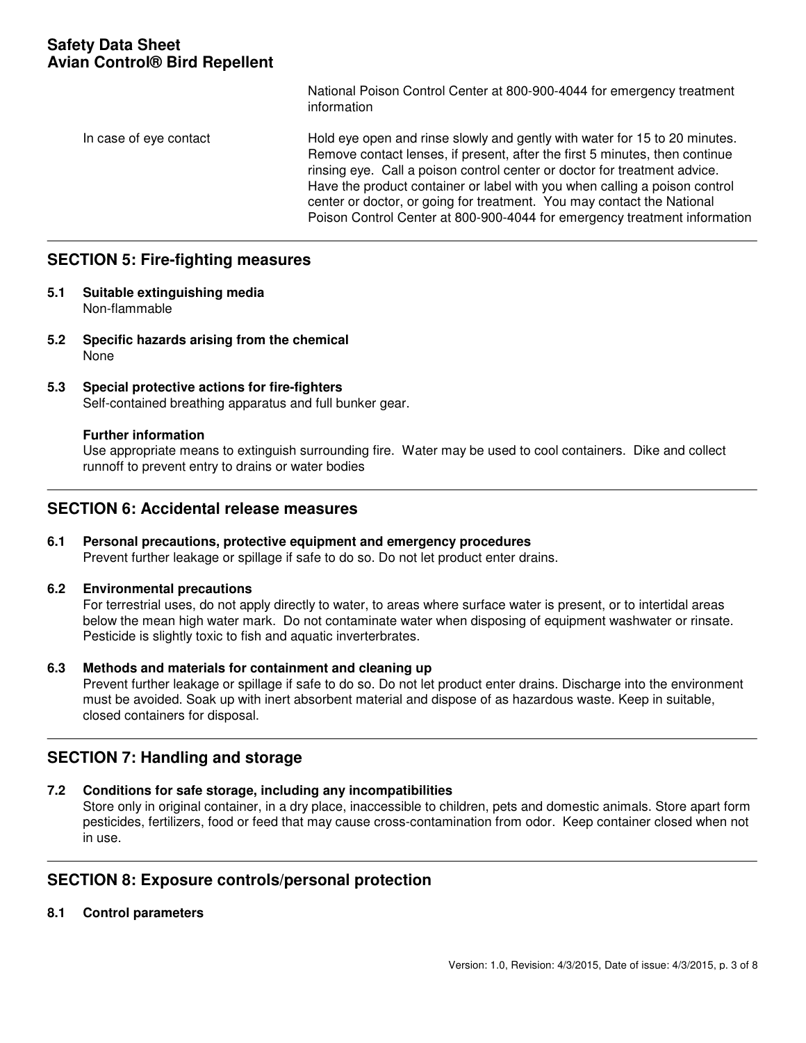| | |
|---|---|
| | National Poison Control Center at 800-900-4044 for emergency treatment information |
| In case of eye contact | Hold eye open and rinse slowly and gently with water for 15 to 20 minutes. Remove contact lenses, if present, after the first 5 minutes, then continue rinsing eye. Call a poison control center or doctor for treatment advice. Have the product container or label with you when calling a poison control center or doctor, or going for treatment. You may contact the National Poison Control Center at 800-900-4044 for emergency treatment information |

## SECTION 5: Fire-fighting measures

**5.1 Suitable extinguishing media**

Non-flammable

**5.2 Specific hazards arising from the chemical**

None

**5.3 Special protective actions for fire-fighters**

Self-contained breathing apparatus and full bunker gear.

**Further information**

Use appropriate means to extinguish surrounding fire. Water may be used to cool containers. Dike and collect runnoff to prevent entry to drains or water bodies

## SECTION 6: Accidental release measures

**6.1 Personal precautions, protective equipment and emergency procedures**

Prevent further leakage or spillage if safe to do so. Do not let product enter drains.

**6.2 Environmental precautions**

For terrestrial uses, do not apply directly to water, to areas where surface water is present, or to intertidal areas below the mean high water mark. Do not contaminate water when disposing of equipment washwater or rinsate. Pesticide is slightly toxic to fish and aquatic inverterbrates.

**6.3 Methods and materials for containment and cleaning up**

Prevent further leakage or spillage if safe to do so. Do not let product enter drains. Discharge into the environment must be avoided. Soak up with inert absorbent material and dispose of as hazardous waste. Keep in suitable, closed containers for disposal.

## SECTION 7: Handling and storage

**7.2 Conditions for safe storage, including any incompatibilities**

Store only in original container, in a dry place, inaccessible to children, pets and domestic animals. Store apart form pesticides, fertilizers, food or feed that may cause cross-contamination from odor. Keep container closed when not in use.

## SECTION 8: Exposure controls/personal protection

**8.1 Control parameters**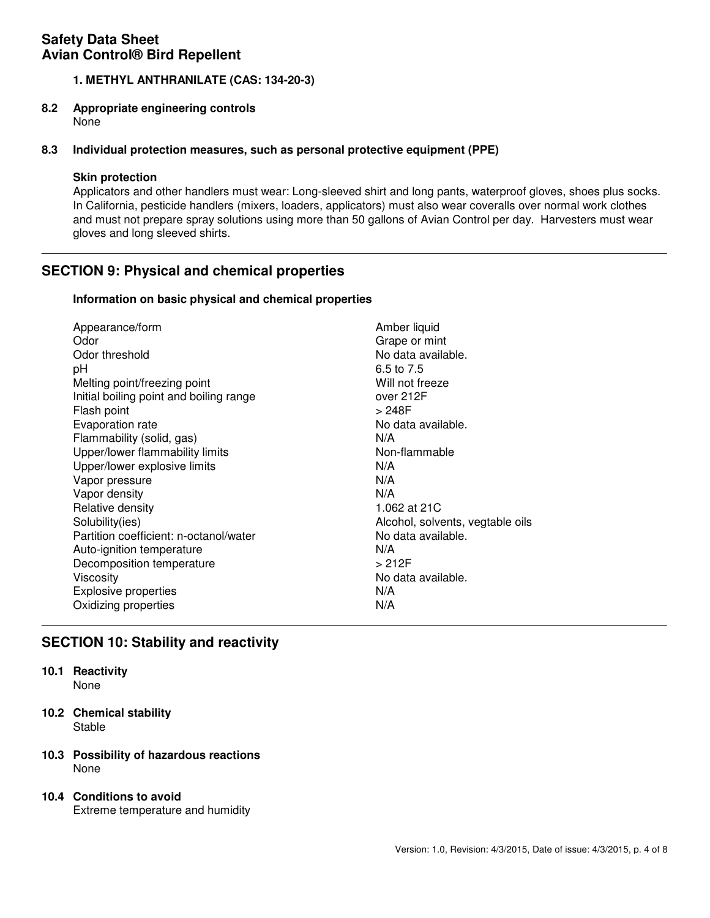**1. METHYL ANTHRANILATE (CAS: 134-20-3)**

**8.2 Appropriate engineering controls**

None

**8.3 Individual protection measures, such as personal protective equipment (PPE)**

**Skin protection**

Applicators and other handlers must wear: Long-sleeved shirt and long pants, waterproof gloves, shoes plus socks. In California, pesticide handlers (mixers, loaders, applicators) must also wear coveralls over normal work clothes and must not prepare spray solutions using more than 50 gallons of Avian Control per day. Harvesters must wear gloves and long sleeved shirts.

## SECTION 9: Physical and chemical properties

**Information on basic physical and chemical properties**

| Property | Value |
|---|---|
| Appearance/form | Amber liquid |
| Odor | Grape or mint |
| Odor threshold | No data available. |
| pH | 6.5 to 7.5 |
| Melting point/freezing point | Will not freeze |
| Initial boiling point and boiling range | over 212F |
| Flash point | > 248F |
| Evaporation rate | No data available. |
| Flammability (solid, gas) | N/A |
| Upper/lower flammability limits | Non-flammable |
| Upper/lower explosive limits | N/A |
| Vapor pressure | N/A |
| Vapor density | N/A |
| Relative density | 1.062 at 21C |
| Solubility(ies) | Alcohol, solvents, vegtable oils |
| Partition coefficient: n-octanol/water | No data available. |
| Auto-ignition temperature | N/A |
| Decomposition temperature | > 212F |
| Viscosity | No data available. |
| Explosive properties | N/A |
| Oxidizing properties | N/A |

## SECTION 10: Stability and reactivity

**10.1 Reactivity**

None

**10.2 Chemical stability**

Stable

**10.3 Possibility of hazardous reactions**

None

**10.4 Conditions to avoid**

Extreme temperature and humidity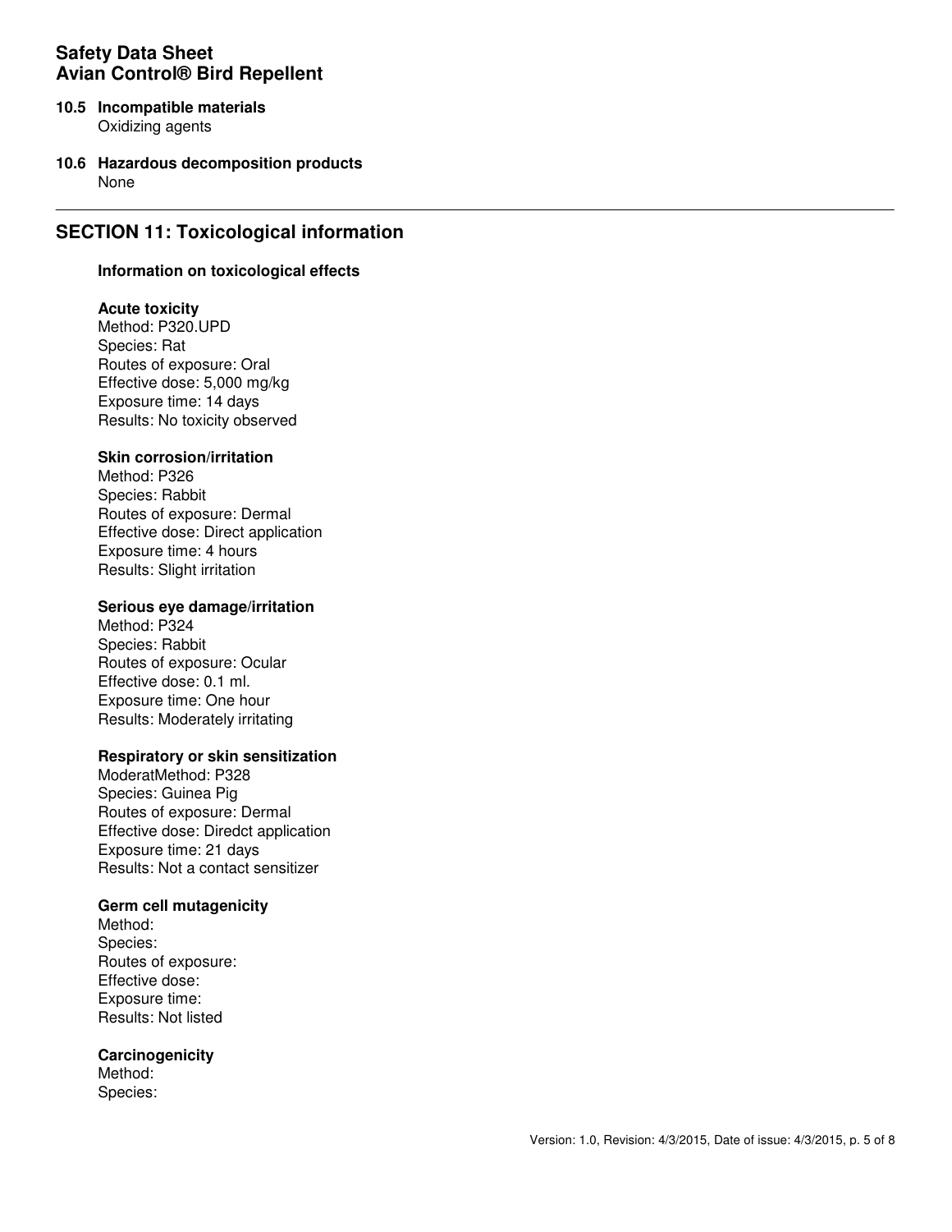**10.5 Incompatible materials**
Oxidizing agents

**10.6 Hazardous decomposition products**
None

---

## SECTION 11: Toxicological information

**Information on toxicological effects**

**Acute toxicity**
Method: P320.UPD
Species: Rat
Routes of exposure: Oral
Effective dose: 5,000 mg/kg
Exposure time: 14 days
Results: No toxicity observed

**Skin corrosion/irritation**
Method: P326
Species: Rabbit
Routes of exposure: Dermal
Effective dose: Direct application
Exposure time: 4 hours
Results: Slight irritation

**Serious eye damage/irritation**
Method: P324
Species: Rabbit
Routes of exposure: Ocular
Effective dose: 0.1 ml.
Exposure time: One hour
Results: Moderately irritating

**Respiratory or skin sensitization**
ModeratMethod: P328
Species: Guinea Pig
Routes of exposure: Dermal
Effective dose: Diredct application
Exposure time: 21 days
Results: Not a contact sensitizer

**Germ cell mutagenicity**
Method:
Species:
Routes of exposure:
Effective dose:
Exposure time:
Results: Not listed

**Carcinogenicity**
Method:
Species: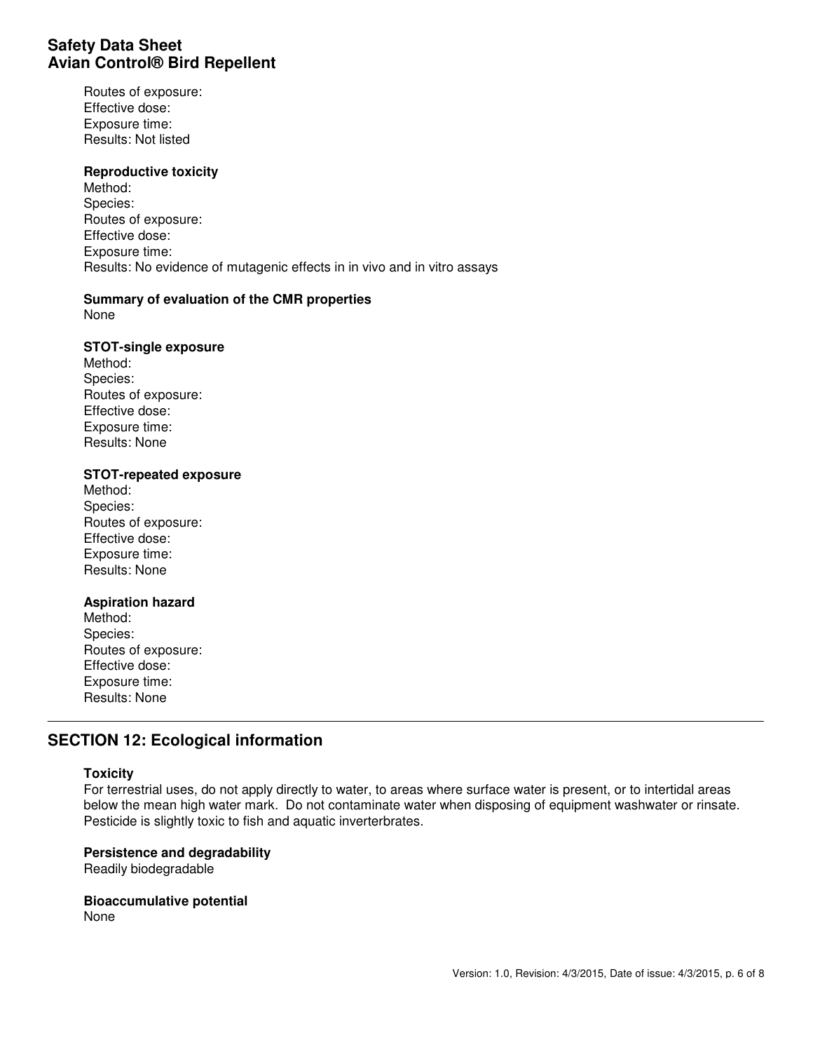Routes of exposure:
Effective dose:
Exposure time:
Results: Not listed

**Reproductive toxicity**
Method:
Species:
Routes of exposure:
Effective dose:
Exposure time:
Results: No evidence of mutagenic effects in in vivo and in vitro assays

**Summary of evaluation of the CMR properties**
None

**STOT-single exposure**
Method:
Species:
Routes of exposure:
Effective dose:
Exposure time:
Results: None

**STOT-repeated exposure**
Method:
Species:
Routes of exposure:
Effective dose:
Exposure time:
Results: None

**Aspiration hazard**
Method:
Species:
Routes of exposure:
Effective dose:
Exposure time:
Results: None

## SECTION 12: Ecological information

**Toxicity**
For terrestrial uses, do not apply directly to water, to areas where surface water is present, or to intertidal areas below the mean high water mark. Do not contaminate water when disposing of equipment washwater or rinsate. Pesticide is slightly toxic to fish and aquatic inverterbrates.

**Persistence and degradability**
Readily biodegradable

**Bioaccumulative potential**
None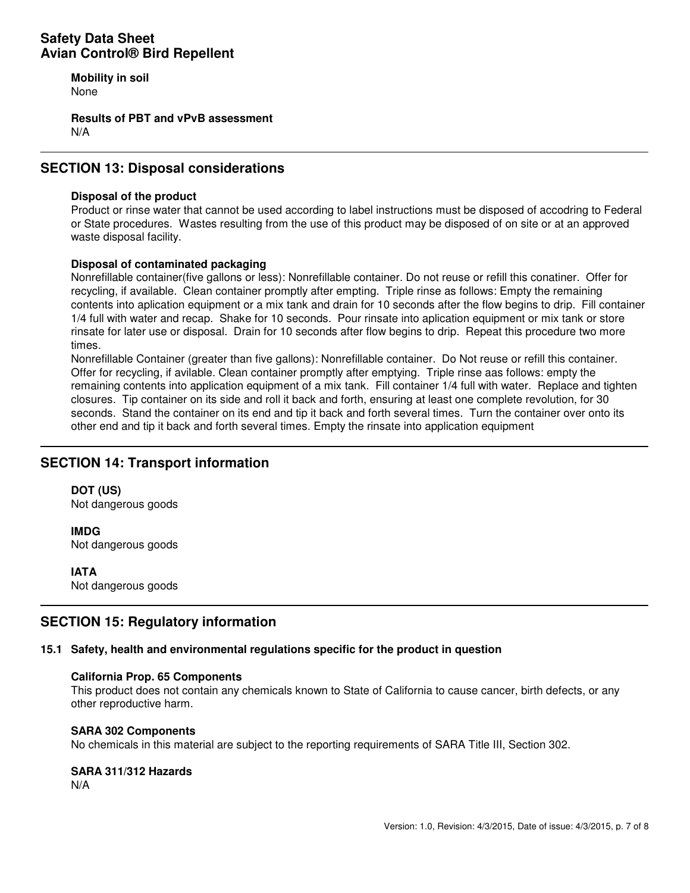**Mobility in soil**

None

**Results of PBT and vPvB assessment**

N/A

## SECTION 13: Disposal considerations

**Disposal of the product**

Product or rinse water that cannot be used according to label instructions must be disposed of accodring to Federal or State procedures. Wastes resulting from the use of this product may be disposed of on site or at an approved waste disposal facility.

**Disposal of contaminated packaging**

Nonrefillable container(five gallons or less): Nonrefillable container. Do not reuse or refill this conatiner. Offer for recycling, if available. Clean container promptly after empting. Triple rinse as follows: Empty the remaining contents into aplication equipment or a mix tank and drain for 10 seconds after the flow begins to drip. Fill container 1/4 full with water and recap. Shake for 10 seconds. Pour rinsate into aplication equipment or mix tank or store rinsate for later use or disposal. Drain for 10 seconds after flow begins to drip. Repeat this procedure two more times.

Nonrefillable Container (greater than five gallons): Nonrefillable container. Do Not reuse or refill this container. Offer for recycling, if avilable. Clean container promptly after emptying. Triple rinse aas follows: empty the remaining contents into application equipment of a mix tank. Fill container 1/4 full with water. Replace and tighten closures. Tip container on its side and roll it back and forth, ensuring at least one complete revolution, for 30 seconds. Stand the container on its end and tip it back and forth several times. Turn the container over onto its other end and tip it back and forth several times. Empty the rinsate into application equipment

## SECTION 14: Transport information

**DOT (US)**

Not dangerous goods

**IMDG**

Not dangerous goods

**IATA**

Not dangerous goods

## SECTION 15: Regulatory information

### 15.1 Safety, health and environmental regulations specific for the product in question

**California Prop. 65 Components**

This product does not contain any chemicals known to State of California to cause cancer, birth defects, or any other reproductive harm.

**SARA 302 Components**

No chemicals in this material are subject to the reporting requirements of SARA Title III, Section 302.

**SARA 311/312 Hazards**

N/A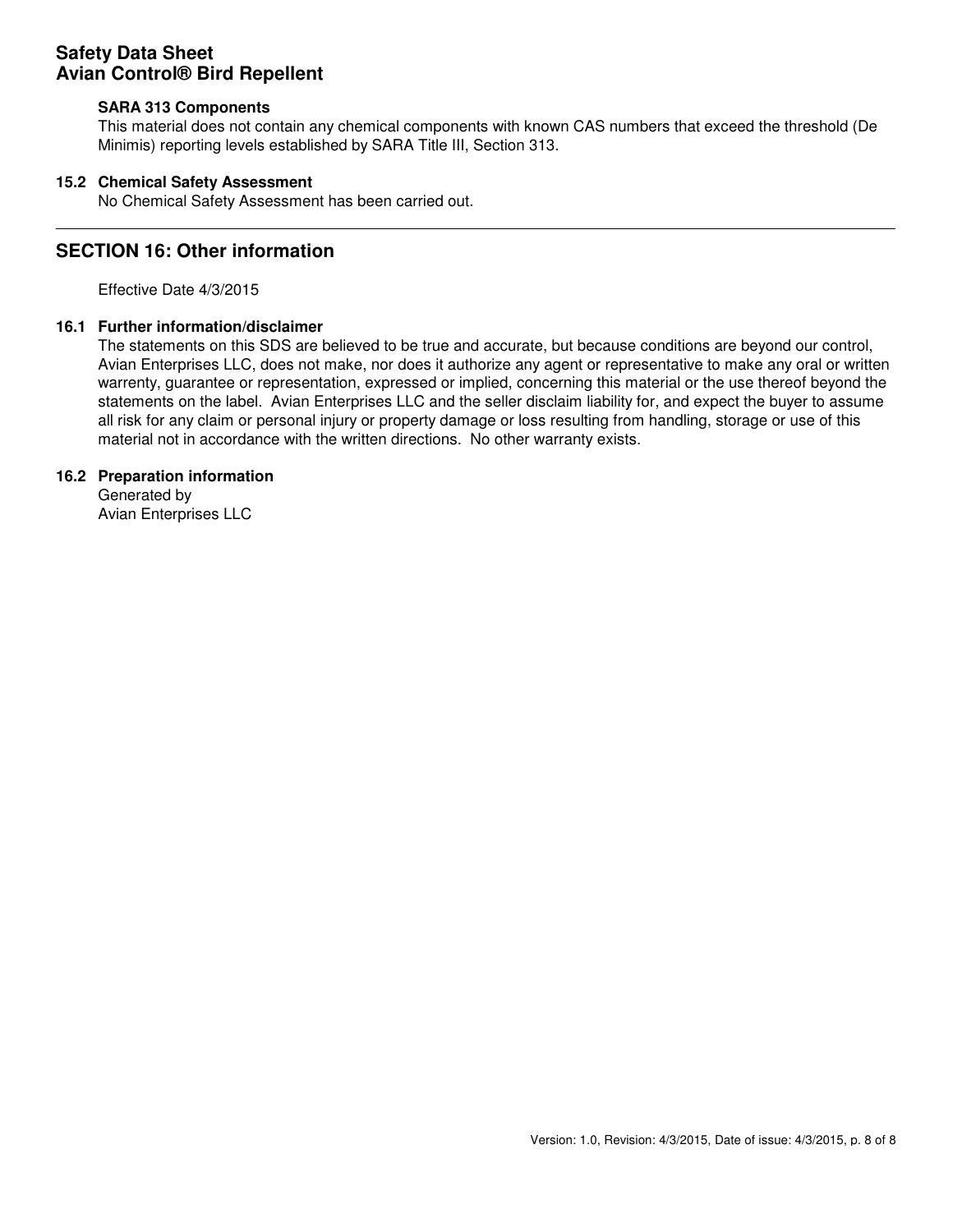**SARA 313 Components**

This material does not contain any chemical components with known CAS numbers that exceed the threshold (De Minimis) reporting levels established by SARA Title III, Section 313.

**15.2 Chemical Safety Assessment**

No Chemical Safety Assessment has been carried out.

## SECTION 16: Other information

Effective Date 4/3/2015

**16.1 Further information/disclaimer**

The statements on this SDS are believed to be true and accurate, but because conditions are beyond our control, Avian Enterprises LLC, does not make, nor does it authorize any agent or representative to make any oral or written warrenty, guarantee or representation, expressed or implied, concerning this material or the use thereof beyond the statements on the label. Avian Enterprises LLC and the seller disclaim liability for, and expect the buyer to assume all risk for any claim or personal injury or property damage or loss resulting from handling, storage or use of this material not in accordance with the written directions. No other warranty exists.

**16.2 Preparation information**

Generated by
Avian Enterprises LLC